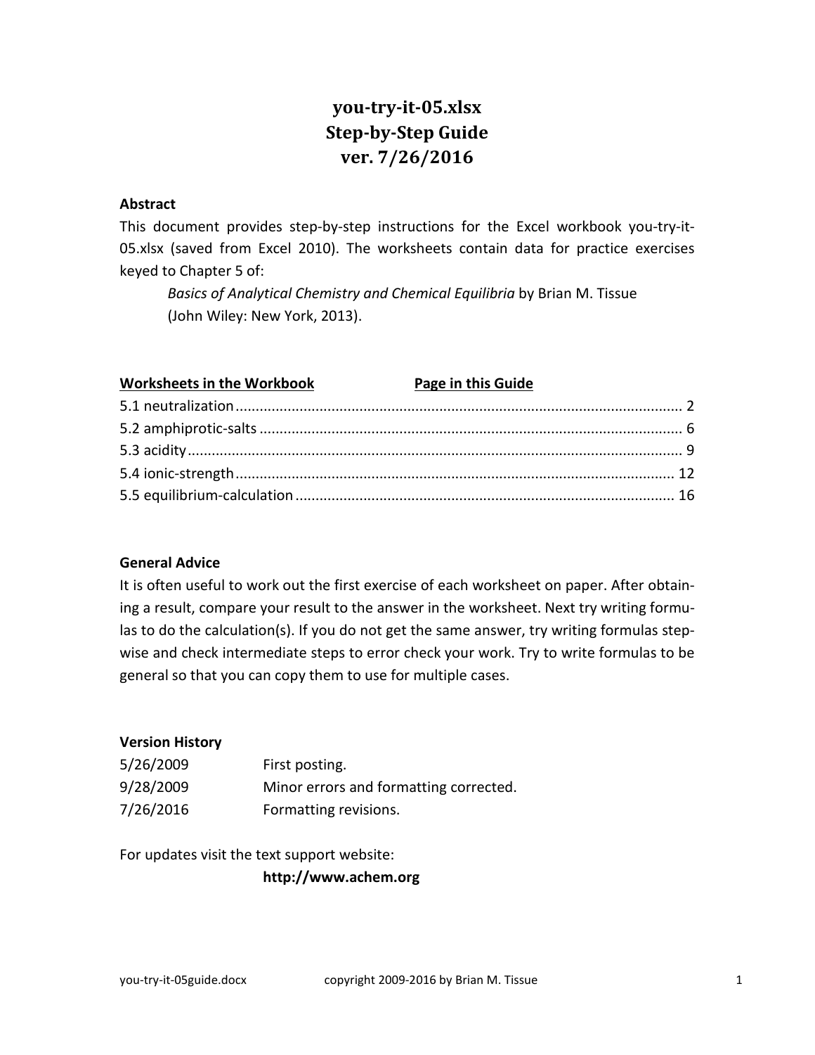# you-try-it-05.xlsx
# Step-by-Step Guide
# ver. 7/26/2016

### Abstract

This document provides step-by-step instructions for the Excel workbook you-try-it-05.xlsx (saved from Excel 2010). The worksheets contain data for practice exercises keyed to Chapter 5 of:

*Basics of Analytical Chemistry and Chemical Equilibria* by Brian M. Tissue (John Wiley: New York, 2013).

| Worksheets in the Workbook | Page in this Guide |
|---|---|
| 5.1 neutralization | 2 |
| 5.2 amphiprotic-salts | 6 |
| 5.3 acidity | 9 |
| 5.4 ionic-strength | 12 |
| 5.5 equilibrium-calculation | 16 |

### General Advice

It is often useful to work out the first exercise of each worksheet on paper. After obtaining a result, compare your result to the answer in the worksheet. Next try writing formulas to do the calculation(s). If you do not get the same answer, try writing formulas stepwise and check intermediate steps to error check your work. Try to write formulas to be general so that you can copy them to use for multiple cases.

### Version History

| | |
|---|---|
| 5/26/2009 | First posting. |
| 9/28/2009 | Minor errors and formatting corrected. |
| 7/26/2016 | Formatting revisions. |

For updates visit the text support website:

**http://www.achem.org**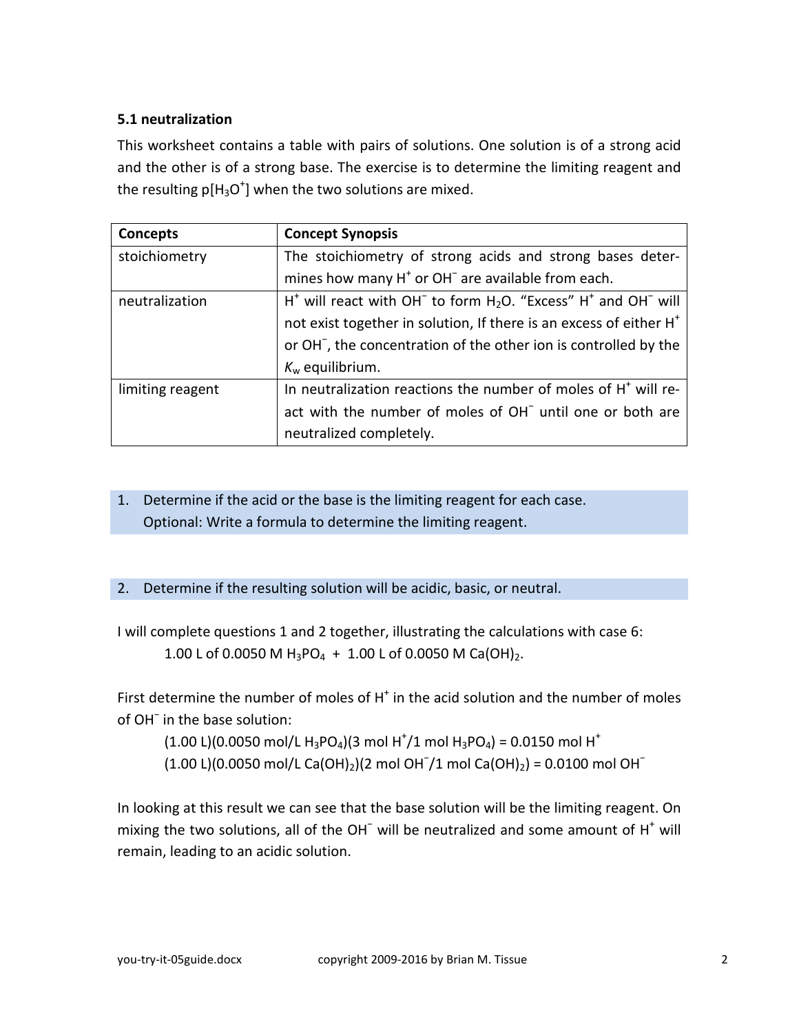### 5.1 neutralization

This worksheet contains a table with pairs of solutions. One solution is of a strong acid and the other is of a strong base. The exercise is to determine the limiting reagent and the resulting p[$H_3O^+$] when the two solutions are mixed.

| **Concepts** | **Concept Synopsis** |
|---|---|
| stoichiometry | The stoichiometry of strong acids and strong bases determines how many $H^+$ or $OH^-$ are available from each. |
| neutralization | $H^+$ will react with $OH^-$ to form $H_2O$. "Excess" $H^+$ and $OH^-$ will not exist together in solution, If there is an excess of either $H^+$ or $OH^-$, the concentration of the other ion is controlled by the $K_w$ equilibrium. |
| limiting reagent | In neutralization reactions the number of moles of $H^+$ will react with the number of moles of $OH^-$ until one or both are neutralized completely. |

1. Determine if the acid or the base is the limiting reagent for each case.
   Optional: Write a formula to determine the limiting reagent.

2. Determine if the resulting solution will be acidic, basic, or neutral.

I will complete questions 1 and 2 together, illustrating the calculations with case 6:

1.00 L of 0.0050 M $H_3PO_4$ + 1.00 L of 0.0050 M $Ca(OH)_2$.

First determine the number of moles of $H^+$ in the acid solution and the number of moles of $OH^-$ in the base solution:

(1.00 L)(0.0050 mol/L $H_3PO_4$)(3 mol $H^+$/1 mol $H_3PO_4$) = 0.0150 mol $H^+$

(1.00 L)(0.0050 mol/L $Ca(OH)_2$)(2 mol $OH^-$/1 mol $Ca(OH)_2$) = 0.0100 mol $OH^-$

In looking at this result we can see that the base solution will be the limiting reagent. On mixing the two solutions, all of the $OH^-$ will be neutralized and some amount of $H^+$ will remain, leading to an acidic solution.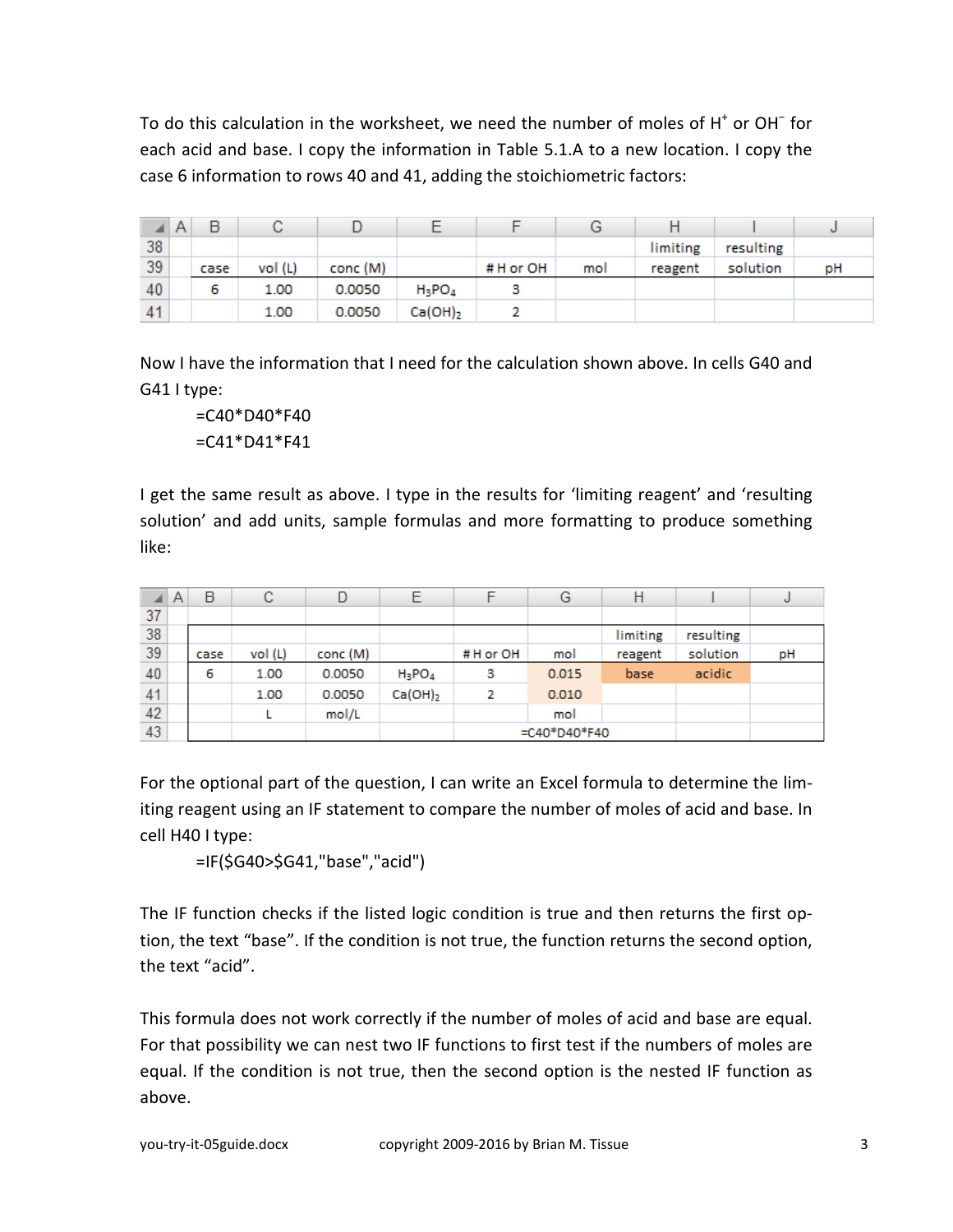To do this calculation in the worksheet, we need the number of moles of $H^+$ or $OH^-$ for each acid and base. I copy the information in Table 5.1.A to a new location. I copy the case 6 information to rows 40 and 41, adding the stoichiometric factors:

| | A | B | C | D | E | F | G | H | I | J |
|---|---|---|---|---|---|---|---|---|---|---|
| 38 | | | | | | | | limiting | resulting | |
| 39 | | case | vol (L) | conc (M) | | # H or OH | mol | reagent | solution | pH |
| 40 | | 6 | 1.00 | 0.0050 | $H_3PO_4$ | 3 | | | | |
| 41 | | | 1.00 | 0.0050 | $Ca(OH)_2$ | 2 | | | | |

Now I have the information that I need for the calculation shown above. In cells G40 and G41 I type:

```
=C40*D40*F40
=C41*D41*F41
```

I get the same result as above. I type in the results for 'limiting reagent' and 'resulting solution' and add units, sample formulas and more formatting to produce something like:

| | A | B | C | D | E | F | G | H | I | J |
|---|---|---|---|---|---|---|---|---|---|---|
| 37 | | | | | | | | | | |
| 38 | | | | | | | | limiting | resulting | |
| 39 | | case | vol (L) | conc (M) | | # H or OH | mol | reagent | solution | pH |
| 40 | | 6 | 1.00 | 0.0050 | $H_3PO_4$ | 3 | 0.015 | base | acidic | |
| 41 | | | 1.00 | 0.0050 | $Ca(OH)_2$ | 2 | 0.010 | | | |
| 42 | | | L | mol/L | | | mol | | | |
| 43 | | | | | | | =C40*D40*F40 | | | |

For the optional part of the question, I can write an Excel formula to determine the limiting reagent using an IF statement to compare the number of moles of acid and base. In cell H40 I type:

```
=IF($G40>$G41,"base","acid")
```

The IF function checks if the listed logic condition is true and then returns the first option, the text "base". If the condition is not true, the function returns the second option, the text "acid".

This formula does not work correctly if the number of moles of acid and base are equal. For that possibility we can nest two IF functions to first test if the numbers of moles are equal. If the condition is not true, then the second option is the nested IF function as above.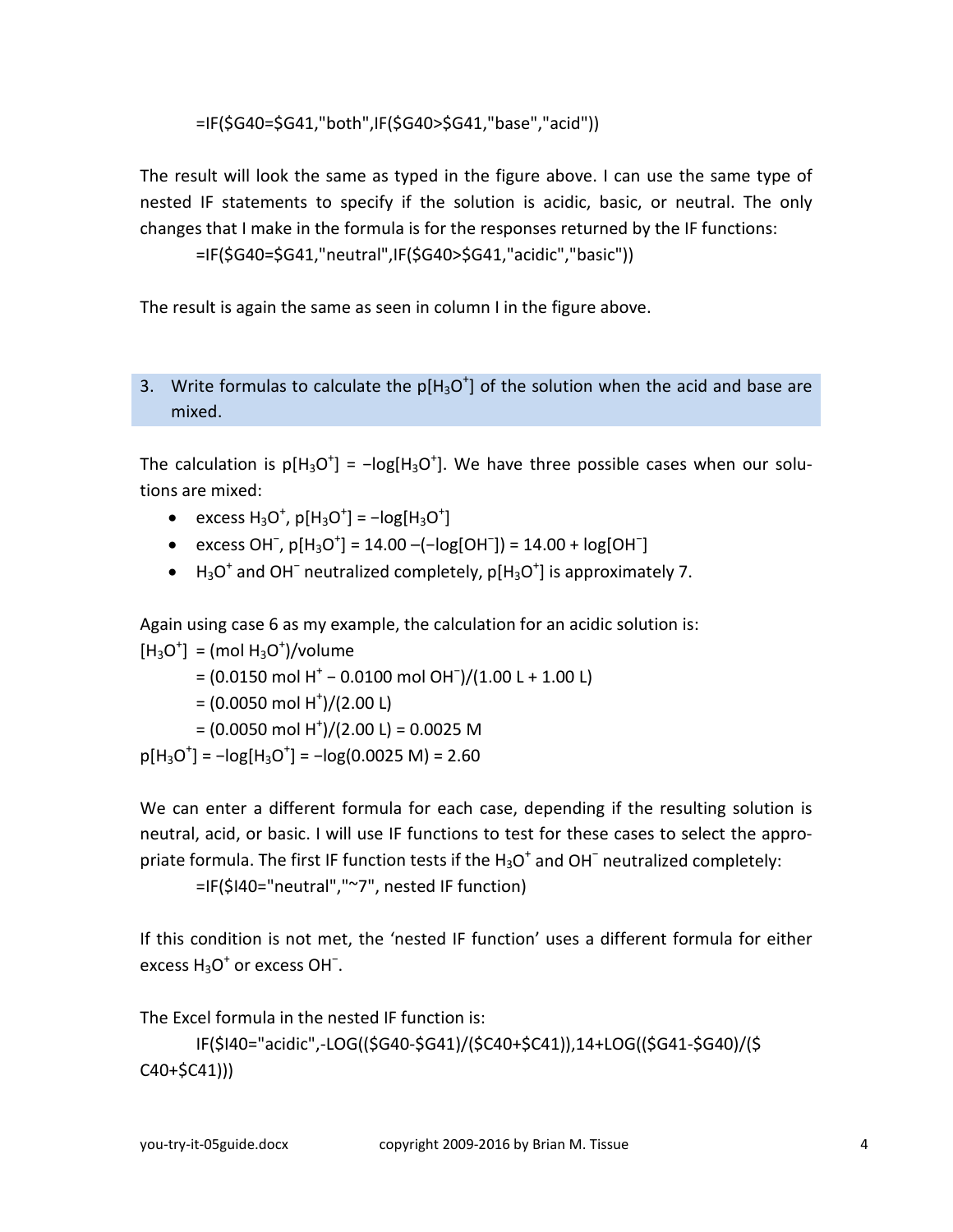```
=IF($G40=$G41,"both",IF($G40>$G41,"base","acid"))
```

The result will look the same as typed in the figure above. I can use the same type of nested IF statements to specify if the solution is acidic, basic, or neutral. The only changes that I make in the formula is for the responses returned by the IF functions:

```
=IF($G40=$G41,"neutral",IF($G40>$G41,"acidic","basic"))
```

The result is again the same as seen in column I in the figure above.

## 3. Write formulas to calculate the $p[H_3O^+]$ of the solution when the acid and base are mixed.

The calculation is $p[H_3O^+] = -\log[H_3O^+]$. We have three possible cases when our solutions are mixed:

- excess $H_3O^+$, $p[H_3O^+] = -\log[H_3O^+]$
- excess $OH^-$, $p[H_3O^+] = 14.00 - (-\log[OH^-]) = 14.00 + \log[OH^-]$
- $H_3O^+$ and $OH^-$ neutralized completely, $p[H_3O^+]$ is approximately 7.

Again using case 6 as my example, the calculation for an acidic solution is:

$[H_3O^+]$ = (mol $H_3O^+$)/volume
= (0.0150 mol $H^+$ − 0.0100 mol $OH^-$)/(1.00 L + 1.00 L)
= (0.0050 mol $H^+$)/(2.00 L)
= (0.0050 mol $H^+$)/(2.00 L) = 0.0025 M

$p[H_3O^+] = -\log[H_3O^+] = -\log(0.0025\text{ M}) = 2.60$

We can enter a different formula for each case, depending if the resulting solution is neutral, acid, or basic. I will use IF functions to test for these cases to select the appropriate formula. The first IF function tests if the $H_3O^+$ and $OH^-$ neutralized completely:

```
=IF($I40="neutral","~7", nested IF function)
```

If this condition is not met, the 'nested IF function' uses a different formula for either excess $H_3O^+$ or excess $OH^-$.

The Excel formula in the nested IF function is:

```
IF($I40="acidic",-LOG(($G40-$G41)/($C40+$C41)),14+LOG(($G41-$G40)/($C40+$C41)))
```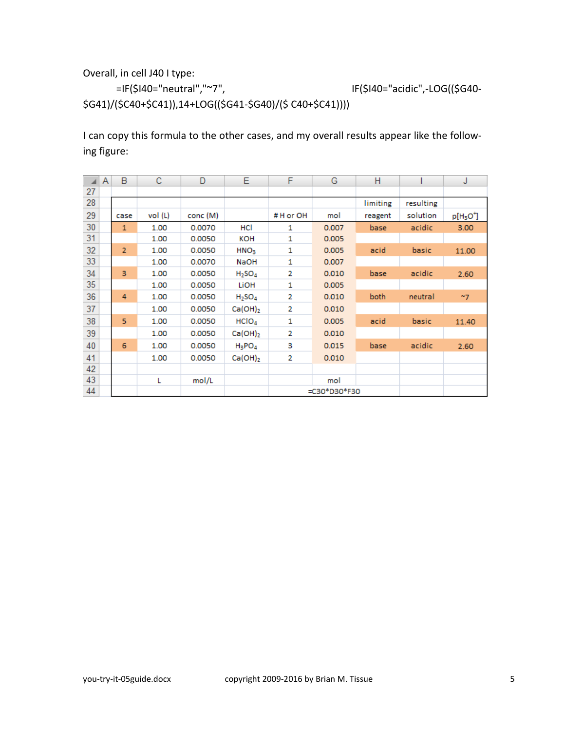Overall, in cell J40 I type:

```
=IF($I40="neutral","~7", IF($I40="acidic",-LOG(($G40-$G41)/($C40+$C41)),14+LOG(($G41-$G40)/($ C40+$C41))))
```

I can copy this formula to the other cases, and my overall results appear like the following figure:

| | A | B | C | D | E | F | G | H | I | J |
|---|---|---|---|---|---|---|---|---|---|---|
| 27 | | | | | | | | | | |
| 28 | | | | | | | | limiting | resulting | |
| 29 | | case | vol (L) | conc (M) | | # H or OH | mol | reagent | solution | $p[H_3O^+]$ |
| 30 | | 1 | 1.00 | 0.0070 | HCl | 1 | 0.007 | base | acidic | 3.00 |
| 31 | | | 1.00 | 0.0050 | KOH | 1 | 0.005 | | | |
| 32 | | 2 | 1.00 | 0.0050 | $HNO_3$ | 1 | 0.005 | acid | basic | 11.00 |
| 33 | | | 1.00 | 0.0070 | NaOH | 1 | 0.007 | | | |
| 34 | | 3 | 1.00 | 0.0050 | $H_2SO_4$ | 2 | 0.010 | base | acidic | 2.60 |
| 35 | | | 1.00 | 0.0050 | LiOH | 1 | 0.005 | | | |
| 36 | | 4 | 1.00 | 0.0050 | $H_2SO_4$ | 2 | 0.010 | both | neutral | ~7 |
| 37 | | | 1.00 | 0.0050 | $Ca(OH)_2$ | 2 | 0.010 | | | |
| 38 | | 5 | 1.00 | 0.0050 | $HClO_4$ | 1 | 0.005 | acid | basic | 11.40 |
| 39 | | | 1.00 | 0.0050 | $Ca(OH)_2$ | 2 | 0.010 | | | |
| 40 | | 6 | 1.00 | 0.0050 | $H_3PO_4$ | 3 | 0.015 | base | acidic | 2.60 |
| 41 | | | 1.00 | 0.0050 | $Ca(OH)_2$ | 2 | 0.010 | | | |
| 42 | | | | | | | | | | |
| 43 | | | L | mol/L | | | mol | | | |
| 44 | | | | | | | =C30*D30*F30 | | | |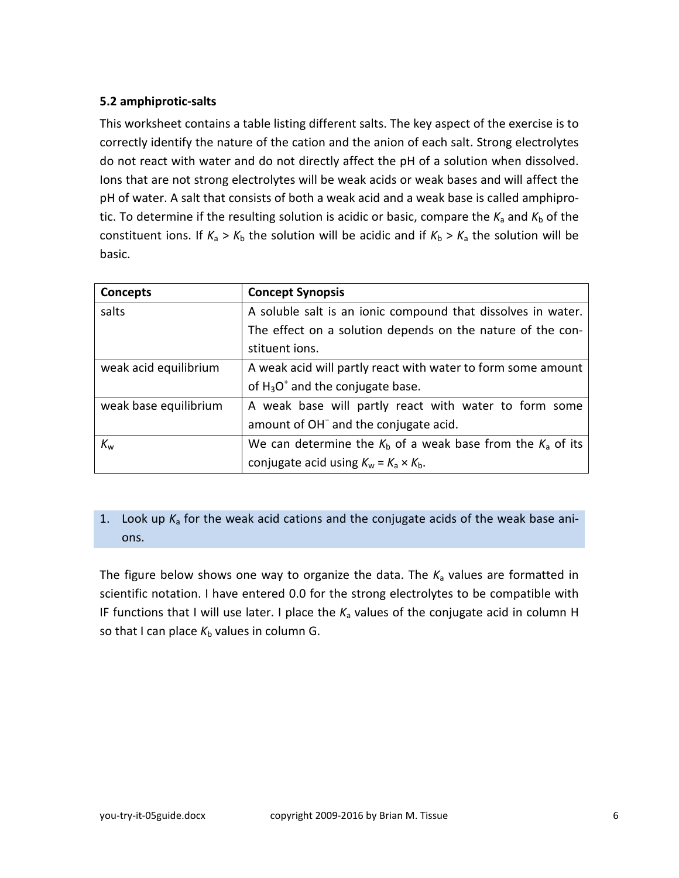### 5.2 amphiprotic-salts

This worksheet contains a table listing different salts. The key aspect of the exercise is to correctly identify the nature of the cation and the anion of each salt. Strong electrolytes do not react with water and do not directly affect the pH of a solution when dissolved. Ions that are not strong electrolytes will be weak acids or weak bases and will affect the pH of water. A salt that consists of both a weak acid and a weak base is called amphiprotic. To determine if the resulting solution is acidic or basic, compare the $K_a$ and $K_b$ of the constituent ions. If $K_a > K_b$ the solution will be acidic and if $K_b > K_a$ the solution will be basic.

| Concepts | Concept Synopsis |
|---|---|
| salts | A soluble salt is an ionic compound that dissolves in water. The effect on a solution depends on the nature of the constituent ions. |
| weak acid equilibrium | A weak acid will partly react with water to form some amount of $H_3O^+$ and the conjugate base. |
| weak base equilibrium | A weak base will partly react with water to form some amount of $OH^-$ and the conjugate acid. |
| $K_w$ | We can determine the $K_b$ of a weak base from the $K_a$ of its conjugate acid using $K_w = K_a \times K_b$. |

1. Look up $K_a$ for the weak acid cations and the conjugate acids of the weak base anions.

The figure below shows one way to organize the data. The $K_a$ values are formatted in scientific notation. I have entered 0.0 for the strong electrolytes to be compatible with IF functions that I will use later. I place the $K_a$ values of the conjugate acid in column H so that I can place $K_b$ values in column G.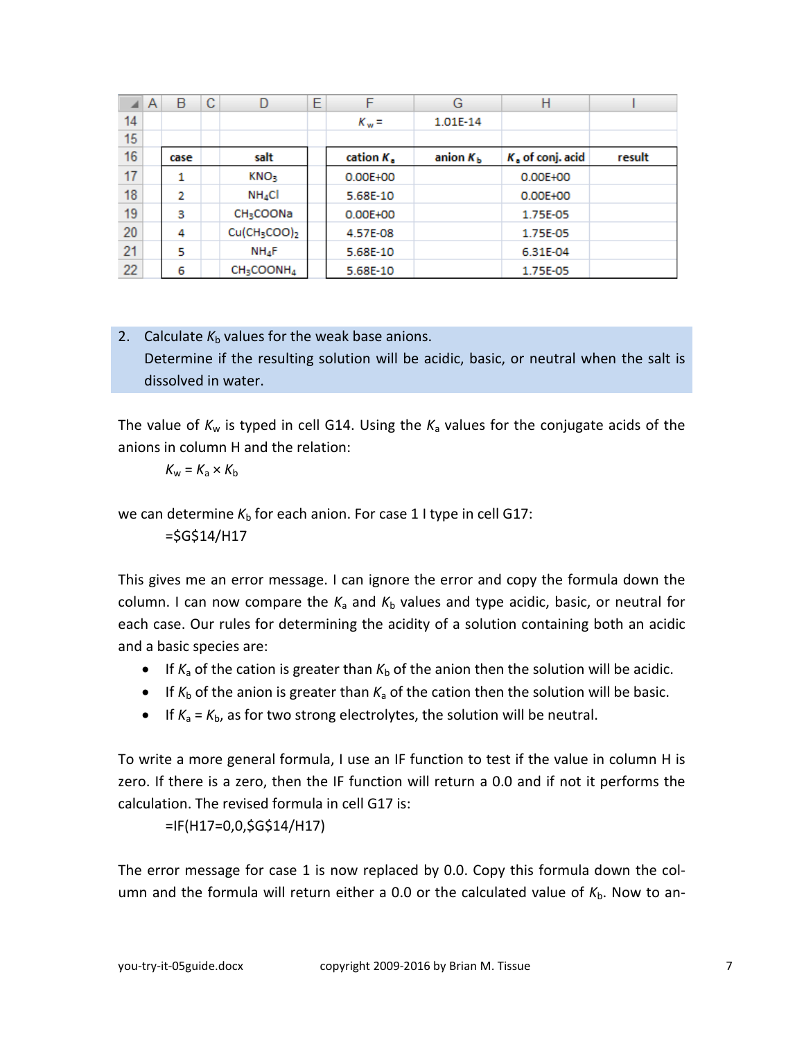| | A | B | C | D | E | F | G | H | I |
|---|---|---|---|---|---|---|---|---|---|
| 14 | | | | | | $K_w$ = | 1.01E-14 | | |
| 15 | | | | | | | | | |
| 16 | | case | | salt | | cation $K_a$ | anion $K_b$ | $K_a$ of conj. acid | result |
| 17 | | 1 | | $KNO_3$ | | 0.00E+00 | | 0.00E+00 | |
| 18 | | 2 | | $NH_4Cl$ | | 5.68E-10 | | 0.00E+00 | |
| 19 | | 3 | | $CH_3COONa$ | | 0.00E+00 | | 1.75E-05 | |
| 20 | | 4 | | $Cu(CH_3COO)_2$ | | 4.57E-08 | | 1.75E-05 | |
| 21 | | 5 | | $NH_4F$ | | 5.68E-10 | | 6.31E-04 | |
| 22 | | 6 | | $CH_3COONH_4$ | | 5.68E-10 | | 1.75E-05 | |

2. Calculate $K_b$ values for the weak base anions.
   Determine if the resulting solution will be acidic, basic, or neutral when the salt is dissolved in water.

The value of $K_w$ is typed in cell G14. Using the $K_a$ values for the conjugate acids of the anions in column H and the relation:

$$K_w = K_a \times K_b$$

we can determine $K_b$ for each anion. For case 1 I type in cell G17:

```
=$G$14/H17
```

This gives me an error message. I can ignore the error and copy the formula down the column. I can now compare the $K_a$ and $K_b$ values and type acidic, basic, or neutral for each case. Our rules for determining the acidity of a solution containing both an acidic and a basic species are:

- If $K_a$ of the cation is greater than $K_b$ of the anion then the solution will be acidic.
- If $K_b$ of the anion is greater than $K_a$ of the cation then the solution will be basic.
- If $K_a = K_b$, as for two strong electrolytes, the solution will be neutral.

To write a more general formula, I use an IF function to test if the value in column H is zero. If there is a zero, then the IF function will return a 0.0 and if not it performs the calculation. The revised formula in cell G17 is:

```
=IF(H17=0,0,$G$14/H17)
```

The error message for case 1 is now replaced by 0.0. Copy this formula down the column and the formula will return either a 0.0 or the calculated value of $K_b$. Now to an-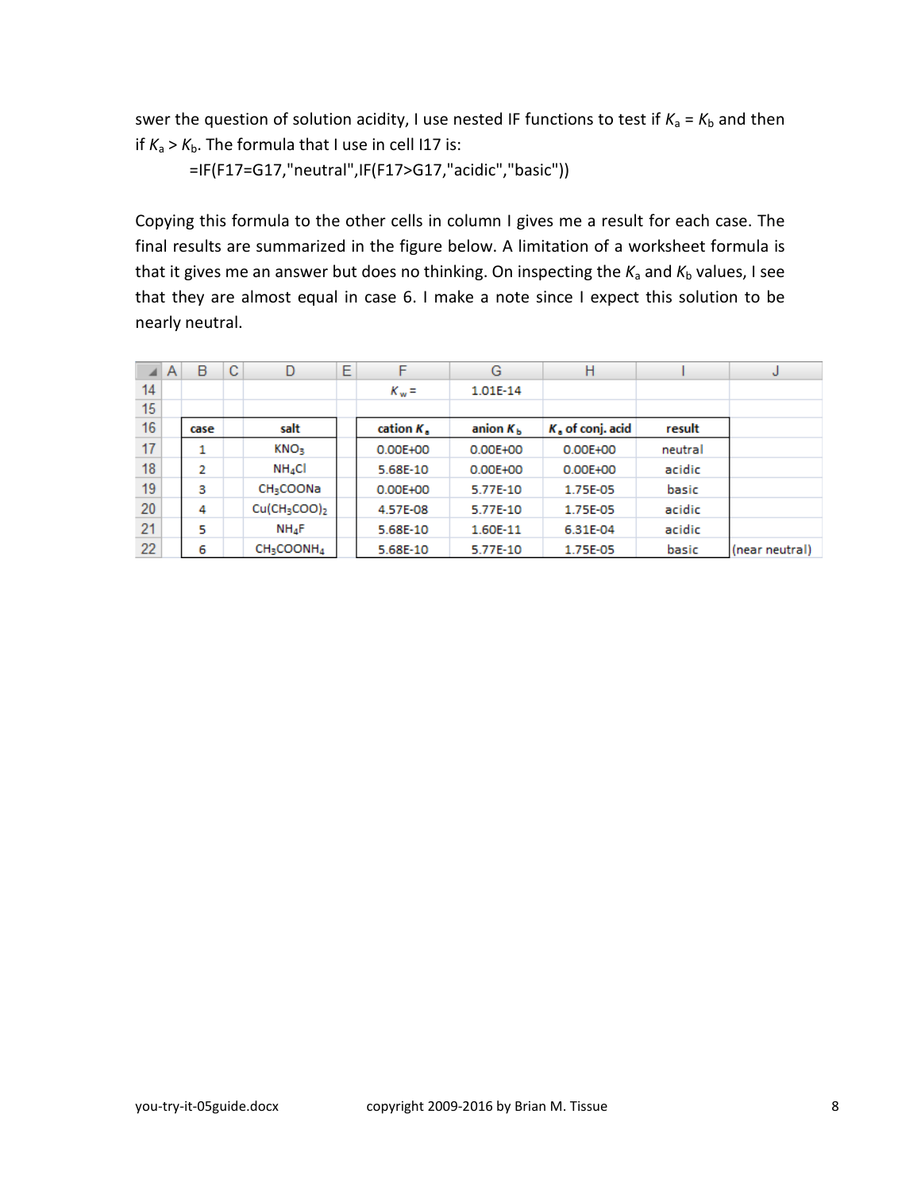swer the question of solution acidity, I use nested IF functions to test if $K_a = K_b$ and then if $K_a > K_b$. The formula that I use in cell I17 is:

```
=IF(F17=G17,"neutral",IF(F17>G17,"acidic","basic"))
```

Copying this formula to the other cells in column I gives me a result for each case. The final results are summarized in the figure below. A limitation of a worksheet formula is that it gives me an answer but does no thinking. On inspecting the $K_a$ and $K_b$ values, I see that they are almost equal in case 6. I make a note since I expect this solution to be nearly neutral.

| | A | B | C | D | E | F | G | H | I | J |
|---|---|---|---|---|---|---|---|---|---|---|
| 14 | | | | | | $K_w$ = | 1.01E-14 | | | |
| 15 | | | | | | | | | | |
| 16 | | case | | salt | | cation $K_a$ | anion $K_b$ | $K_a$ of conj. acid | result | |
| 17 | | 1 | | $KNO_3$ | | 0.00E+00 | 0.00E+00 | 0.00E+00 | neutral | |
| 18 | | 2 | | $NH_4Cl$ | | 5.68E-10 | 0.00E+00 | 0.00E+00 | acidic | |
| 19 | | 3 | | $CH_3COONa$ | | 0.00E+00 | 5.77E-10 | 1.75E-05 | basic | |
| 20 | | 4 | | $Cu(CH_3COO)_2$ | | 4.57E-08 | 5.77E-10 | 1.75E-05 | acidic | |
| 21 | | 5 | | $NH_4F$ | | 5.68E-10 | 1.60E-11 | 6.31E-04 | acidic | |
| 22 | | 6 | | $CH_3COONH_4$ | | 5.68E-10 | 5.77E-10 | 1.75E-05 | basic | (near neutral) |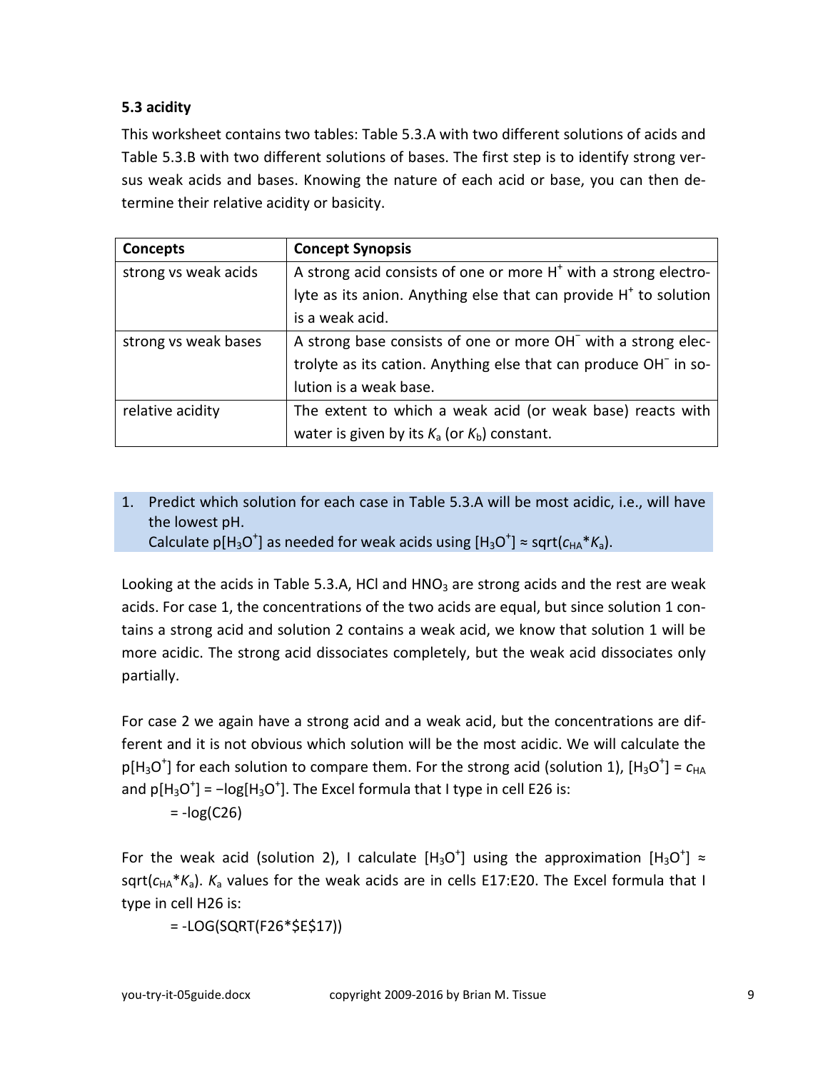### 5.3 acidity

This worksheet contains two tables: Table 5.3.A with two different solutions of acids and Table 5.3.B with two different solutions of bases. The first step is to identify strong versus weak acids and bases. Knowing the nature of each acid or base, you can then determine their relative acidity or basicity.

| Concepts | Concept Synopsis |
| --- | --- |
| strong vs weak acids | A strong acid consists of one or more $H^+$ with a strong electrolyte as its anion. Anything else that can provide $H^+$ to solution is a weak acid. |
| strong vs weak bases | A strong base consists of one or more $OH^-$ with a strong electrolyte as its cation. Anything else that can produce $OH^-$ in solution is a weak base. |
| relative acidity | The extent to which a weak acid (or weak base) reacts with water is given by its $K_a$ (or $K_b$) constant. |

1. Predict which solution for each case in Table 5.3.A will be most acidic, i.e., will have the lowest pH.
   Calculate p[$H_3O^+$] as needed for weak acids using [$H_3O^+$] ≈ sqrt($c_{HA}$*$K_a$).

Looking at the acids in Table 5.3.A, HCl and $HNO_3$ are strong acids and the rest are weak acids. For case 1, the concentrations of the two acids are equal, but since solution 1 contains a strong acid and solution 2 contains a weak acid, we know that solution 1 will be more acidic. The strong acid dissociates completely, but the weak acid dissociates only partially.

For case 2 we again have a strong acid and a weak acid, but the concentrations are different and it is not obvious which solution will be the most acidic. We will calculate the p[$H_3O^+$] for each solution to compare them. For the strong acid (solution 1), [$H_3O^+$] = $c_{HA}$ and p[$H_3O^+$] = −log[$H_3O^+$]. The Excel formula that I type in cell E26 is:

```
= -log(C26)
```

For the weak acid (solution 2), I calculate [$H_3O^+$] using the approximation [$H_3O^+$] ≈ sqrt($c_{HA}$*$K_a$). $K_a$ values for the weak acids are in cells E17:E20. The Excel formula that I type in cell H26 is:

```
= -LOG(SQRT(F26*$E$17))
```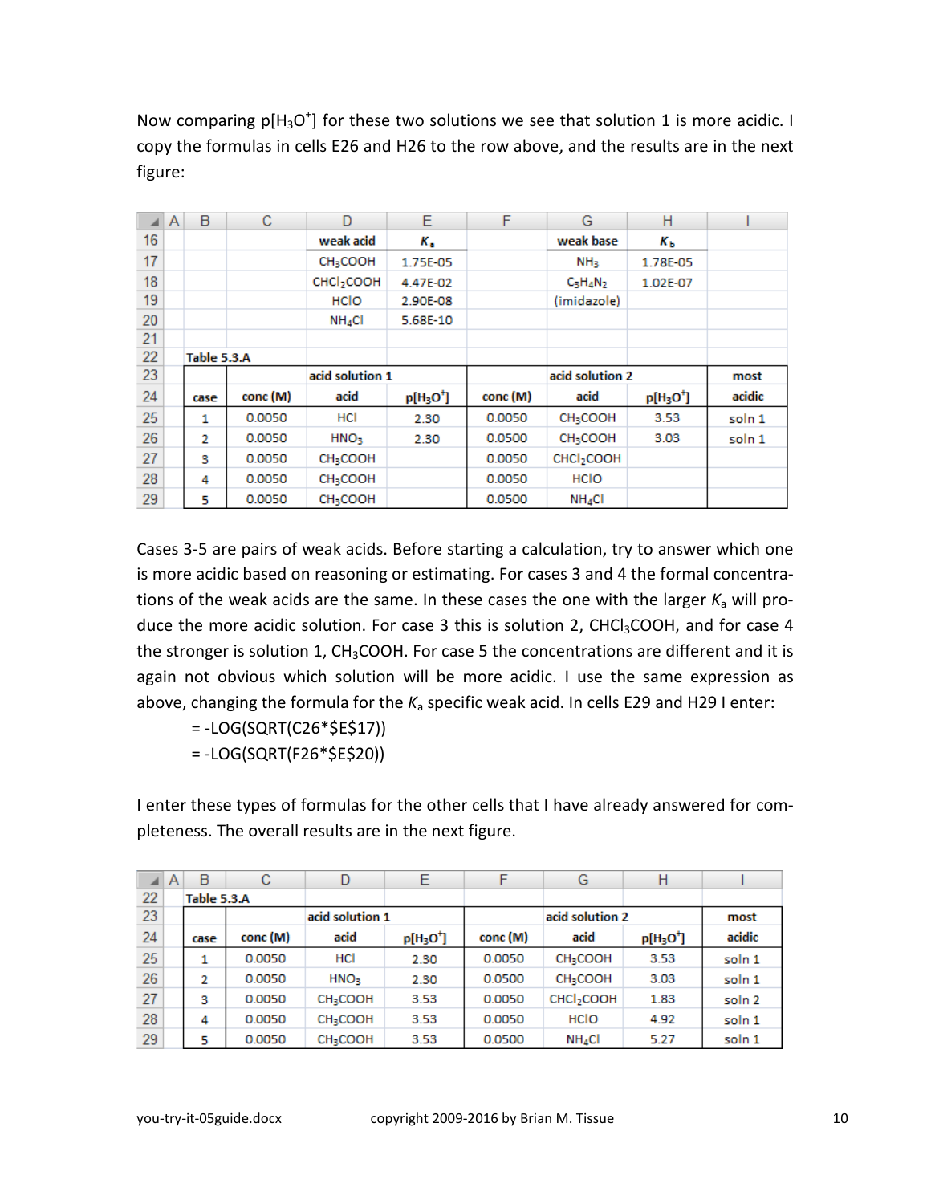Now comparing p[$H_3O^+$] for these two solutions we see that solution 1 is more acidic. I copy the formulas in cells E26 and H26 to the row above, and the results are in the next figure:

| | A | B | C | D | E | F | G | H | I |
|---|---|---|---|---|---|---|---|---|---|
| 16 | | | | weak acid | $K_a$ | | weak base | $K_b$ | |
| 17 | | | | $CH_3COOH$ | 1.75E-05 | | $NH_3$ | 1.78E-05 | |
| 18 | | | | $CHCl_2COOH$ | 4.47E-02 | | $C_3H_4N_2$ | 1.02E-07 | |
| 19 | | | | HClO | 2.90E-08 | | (imidazole) | | |
| 20 | | | | $NH_4Cl$ | 5.68E-10 | | | | |
| 21 | | | | | | | | | |
| 22 | | Table 5.3.A | | | | | | | |
| 23 | | | | acid solution 1 | | | acid solution 2 | | most |
| 24 | | case | conc (M) | acid | p[$H_3O^+$] | conc (M) | acid | p[$H_3O^+$] | acidic |
| 25 | | 1 | 0.0050 | HCl | 2.30 | 0.0050 | $CH_3COOH$ | 3.53 | soln 1 |
| 26 | | 2 | 0.0050 | $HNO_3$ | 2.30 | 0.0500 | $CH_3COOH$ | 3.03 | soln 1 |
| 27 | | 3 | 0.0050 | $CH_3COOH$ | | 0.0050 | $CHCl_2COOH$ | | |
| 28 | | 4 | 0.0050 | $CH_3COOH$ | | 0.0050 | HClO | | |
| 29 | | 5 | 0.0050 | $CH_3COOH$ | | 0.0500 | $NH_4Cl$ | | |

Cases 3-5 are pairs of weak acids. Before starting a calculation, try to answer which one is more acidic based on reasoning or estimating. For cases 3 and 4 the formal concentrations of the weak acids are the same. In these cases the one with the larger $K_a$ will produce the more acidic solution. For case 3 this is solution 2, $CHCl_3COOH$, and for case 4 the stronger is solution 1, $CH_3COOH$. For case 5 the concentrations are different and it is again not obvious which solution will be more acidic. I use the same expression as above, changing the formula for the $K_a$ specific weak acid. In cells E29 and H29 I enter:

```
= -LOG(SQRT(C26*$E$17))
= -LOG(SQRT(F26*$E$20))
```

I enter these types of formulas for the other cells that I have already answered for completeness. The overall results are in the next figure.

| | A | B | C | D | E | F | G | H | I |
|---|---|---|---|---|---|---|---|---|---|
| 22 | | Table 5.3.A | | | | | | | |
| 23 | | | | acid solution 1 | | | acid solution 2 | | most |
| 24 | | case | conc (M) | acid | p[$H_3O^+$] | conc (M) | acid | p[$H_3O^+$] | acidic |
| 25 | | 1 | 0.0050 | HCl | 2.30 | 0.0050 | $CH_3COOH$ | 3.53 | soln 1 |
| 26 | | 2 | 0.0050 | $HNO_3$ | 2.30 | 0.0500 | $CH_3COOH$ | 3.03 | soln 1 |
| 27 | | 3 | 0.0050 | $CH_3COOH$ | 3.53 | 0.0050 | $CHCl_2COOH$ | 1.83 | soln 2 |
| 28 | | 4 | 0.0050 | $CH_3COOH$ | 3.53 | 0.0050 | HClO | 4.92 | soln 1 |
| 29 | | 5 | 0.0050 | $CH_3COOH$ | 3.53 | 0.0500 | $NH_4Cl$ | 5.27 | soln 1 |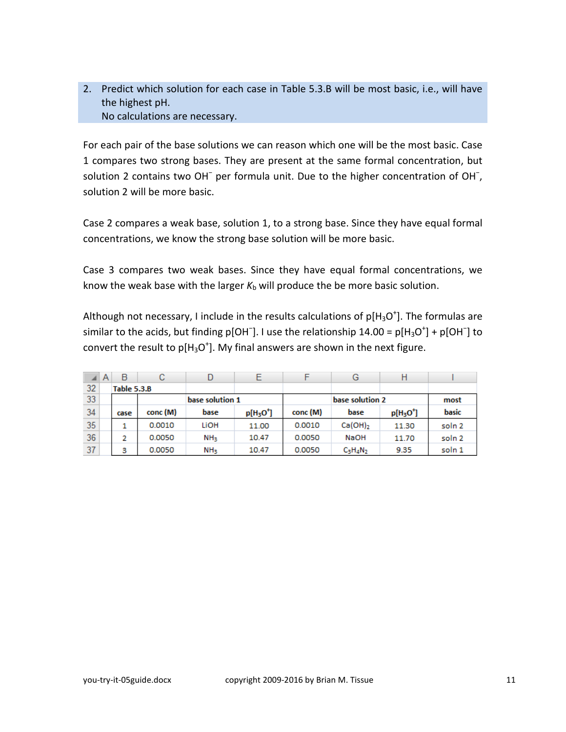2. Predict which solution for each case in Table 5.3.B will be most basic, i.e., will have the highest pH.
   No calculations are necessary.

For each pair of the base solutions we can reason which one will be the most basic. Case 1 compares two strong bases. They are present at the same formal concentration, but solution 2 contains two $OH^-$ per formula unit. Due to the higher concentration of $OH^-$, solution 2 will be more basic.

Case 2 compares a weak base, solution 1, to a strong base. Since they have equal formal concentrations, we know the strong base solution will be more basic.

Case 3 compares two weak bases. Since they have equal formal concentrations, we know the weak base with the larger $K_b$ will produce the be more basic solution.

Although not necessary, I include in the results calculations of $p[H_3O^+]$. The formulas are similar to the acids, but finding $p[OH^-]$. I use the relationship $14.00 = p[H_3O^+] + p[OH^-]$ to convert the result to $p[H_3O^+]$. My final answers are shown in the next figure.

**Table 5.3.B**

| | base solution 1 | | | base solution 2 | | | most |
|---|---|---|---|---|---|---|---|
| case | conc (M) | base | $p[H_3O^+]$ | conc (M) | base | $p[H_3O^+]$ | basic |
| 1 | 0.0010 | LiOH | 11.00 | 0.0010 | $Ca(OH)_2$ | 11.30 | soln 2 |
| 2 | 0.0050 | $NH_3$ | 10.47 | 0.0050 | NaOH | 11.70 | soln 2 |
| 3 | 0.0050 | $NH_3$ | 10.47 | 0.0050 | $C_3H_4N_2$ | 9.35 | soln 1 |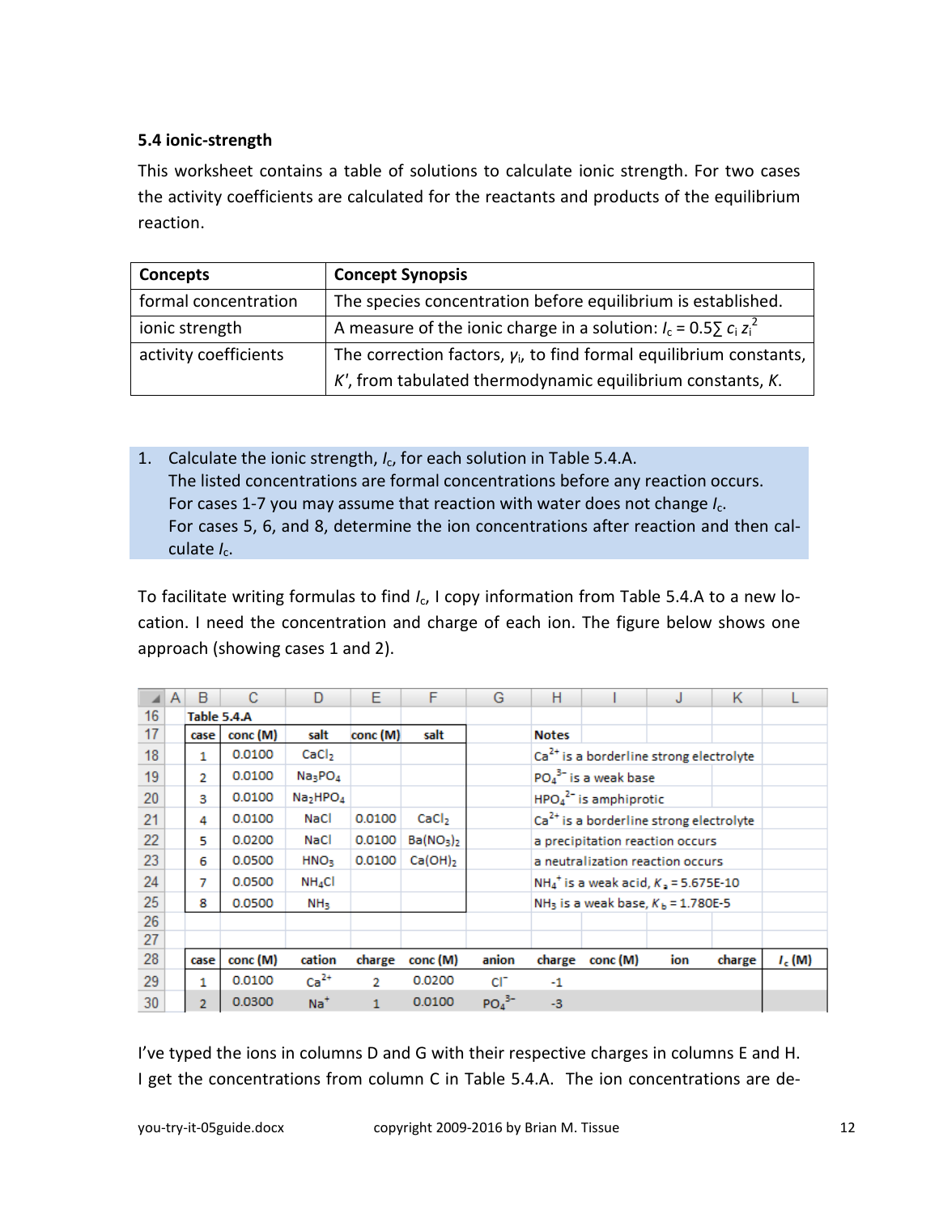### 5.4 ionic-strength

This worksheet contains a table of solutions to calculate ionic strength. For two cases the activity coefficients are calculated for the reactants and products of the equilibrium reaction.

| Concepts | Concept Synopsis |
|---|---|
| formal concentration | The species concentration before equilibrium is established. |
| ionic strength | A measure of the ionic charge in a solution: $I_c = 0.5\sum c_i z_i^2$ |
| activity coefficients | The correction factors, $\gamma_i$, to find formal equilibrium constants, $K'$, from tabulated thermodynamic equilibrium constants, $K$. |

1. Calculate the ionic strength, $I_c$, for each solution in Table 5.4.A.
   The listed concentrations are formal concentrations before any reaction occurs.
   For cases 1-7 you may assume that reaction with water does not change $I_c$.
   For cases 5, 6, and 8, determine the ion concentrations after reaction and then calculate $I_c$.

To facilitate writing formulas to find $I_c$, I copy information from Table 5.4.A to a new location. I need the concentration and charge of each ion. The figure below shows one approach (showing cases 1 and 2).

Table 5.4.A

| case | conc (M) | salt | conc (M) | salt | Notes |
|---|---|---|---|---|---|
| 1 | 0.0100 | $CaCl_2$ | | | $Ca^{2+}$ is a borderline strong electrolyte |
| 2 | 0.0100 | $Na_3PO_4$ | | | $PO_4^{3-}$ is a weak base |
| 3 | 0.0100 | $Na_2HPO_4$ | | | $HPO_4^{2-}$ is amphiprotic |
| 4 | 0.0100 | NaCl | 0.0100 | $CaCl_2$ | $Ca^{2+}$ is a borderline strong electrolyte |
| 5 | 0.0200 | NaCl | 0.0100 | $Ba(NO_3)_2$ | a precipitation reaction occurs |
| 6 | 0.0500 | $HNO_3$ | 0.0100 | $Ca(OH)_2$ | a neutralization reaction occurs |
| 7 | 0.0500 | $NH_4Cl$ | | | $NH_4^+$ is a weak acid, $K_a$ = 5.675E-10 |
| 8 | 0.0500 | $NH_3$ | | | $NH_3$ is a weak base, $K_b$ = 1.780E-5 |

| case | conc (M) | cation | charge | conc (M) | anion | charge | conc (M) | ion | charge | $I_c$ (M) |
|---|---|---|---|---|---|---|---|---|---|---|
| 1 | 0.0100 | $Ca^{2+}$ | 2 | 0.0200 | $Cl^-$ | -1 | | | | |
| 2 | 0.0300 | $Na^+$ | 1 | 0.0100 | $PO_4^{3-}$ | -3 | | | | |

I've typed the ions in columns D and G with their respective charges in columns E and H. I get the concentrations from column C in Table 5.4.A. The ion concentrations are de-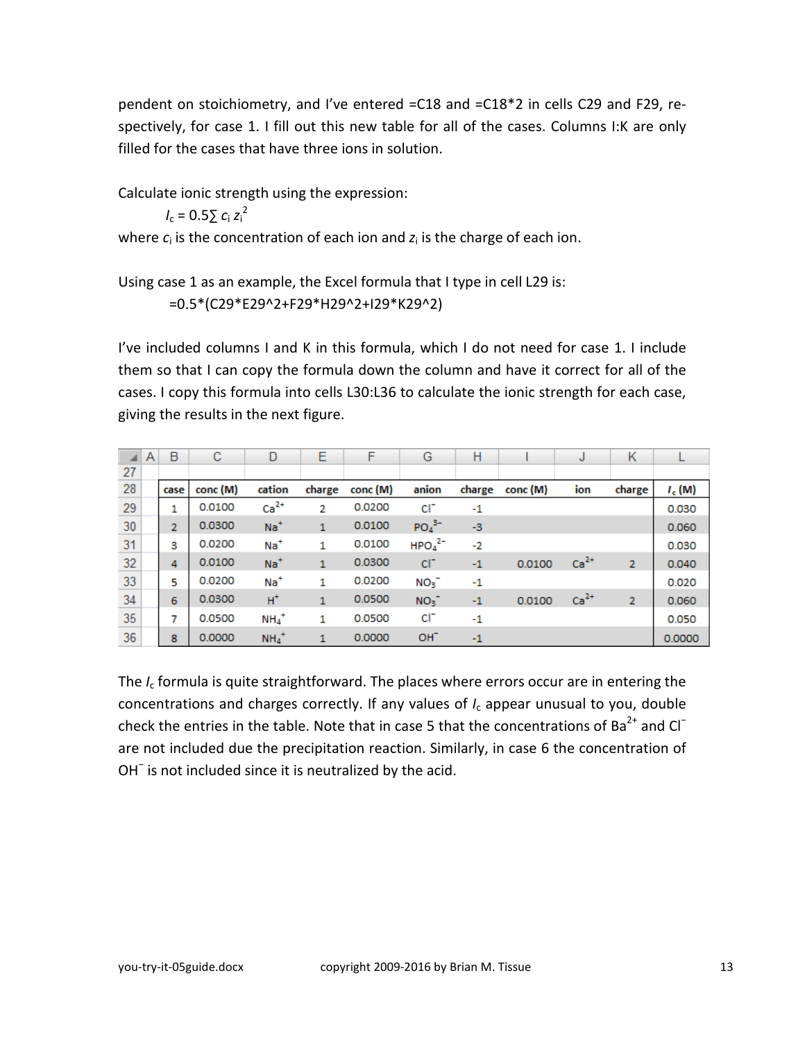pendent on stoichiometry, and I've entered =C18 and =C18*2 in cells C29 and F29, respectively, for case 1. I fill out this new table for all of the cases. Columns I:K are only filled for the cases that have three ions in solution.

Calculate ionic strength using the expression:

$$I_c = 0.5\sum c_i z_i^2$$

where $c_i$ is the concentration of each ion and $z_i$ is the charge of each ion.

Using case 1 as an example, the Excel formula that I type in cell L29 is:

```
=0.5*(C29*E29^2+F29*H29^2+I29*K29^2)
```

I've included columns I and K in this formula, which I do not need for case 1. I include them so that I can copy the formula down the column and have it correct for all of the cases. I copy this formula into cells L30:L36 to calculate the ionic strength for each case, giving the results in the next figure.

| | A | B | C | D | E | F | G | H | I | J | K | L |
|---|---|---|---|---|---|---|---|---|---|---|---|---|
| 27 | | | | | | | | | | | | |
| 28 | | case | conc (M) | cation | charge | conc (M) | anion | charge | conc (M) | ion | charge | $I_c$ (M) |
| 29 | | 1 | 0.0100 | $Ca^{2+}$ | 2 | 0.0200 | $Cl^-$ | -1 | | | | 0.030 |
| 30 | | 2 | 0.0300 | $Na^+$ | 1 | 0.0100 | $PO_4^{3-}$ | -3 | | | | 0.060 |
| 31 | | 3 | 0.0200 | $Na^+$ | 1 | 0.0100 | $HPO_4^{2-}$ | -2 | | | | 0.030 |
| 32 | | 4 | 0.0100 | $Na^+$ | 1 | 0.0300 | $Cl^-$ | -1 | 0.0100 | $Ca^{2+}$ | 2 | 0.040 |
| 33 | | 5 | 0.0200 | $Na^+$ | 1 | 0.0200 | $NO_3^-$ | -1 | | | | 0.020 |
| 34 | | 6 | 0.0300 | $H^+$ | 1 | 0.0500 | $NO_3^-$ | -1 | 0.0100 | $Ca^{2+}$ | 2 | 0.060 |
| 35 | | 7 | 0.0500 | $NH_4^+$ | 1 | 0.0500 | $Cl^-$ | -1 | | | | 0.050 |
| 36 | | 8 | 0.0000 | $NH_4^+$ | 1 | 0.0000 | $OH^-$ | -1 | | | | 0.0000 |

The $I_c$ formula is quite straightforward. The places where errors occur are in entering the concentrations and charges correctly. If any values of $I_c$ appear unusual to you, double check the entries in the table. Note that in case 5 that the concentrations of $Ba^{2+}$ and $Cl^-$ are not included due the precipitation reaction. Similarly, in case 6 the concentration of $OH^-$ is not included since it is neutralized by the acid.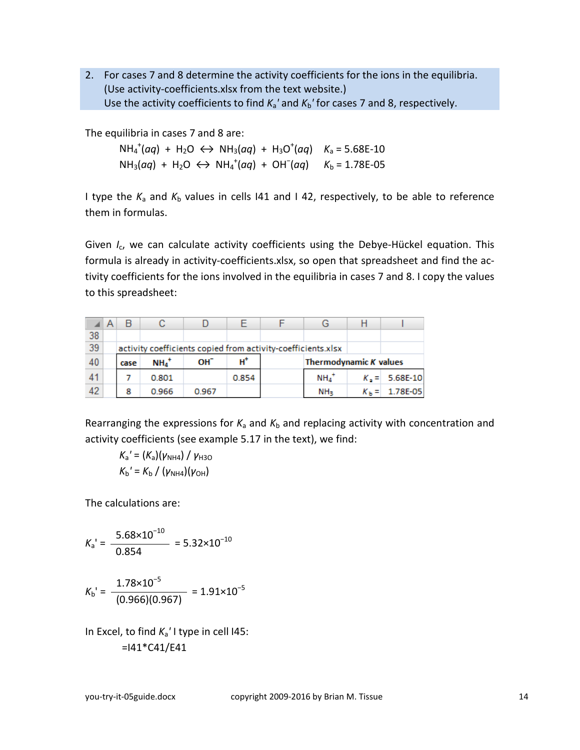2. For cases 7 and 8 determine the activity coefficients for the ions in the equilibria. (Use activity-coefficients.xlsx from the text website.)
   Use the activity coefficients to find $K_a'$ and $K_b'$ for cases 7 and 8, respectively.

The equilibria in cases 7 and 8 are:

$$NH_4^+(aq) + H_2O \leftrightarrow NH_3(aq) + H_3O^+(aq) \quad K_a = 5.68E\text{-}10$$

$$NH_3(aq) + H_2O \leftrightarrow NH_4^+(aq) + OH^-(aq) \quad K_b = 1.78E\text{-}05$$

I type the $K_a$ and $K_b$ values in cells I41 and I 42, respectively, to be able to reference them in formulas.

Given $I_c$, we can calculate activity coefficients using the Debye-Hückel equation. This formula is already in activity-coefficients.xlsx, so open that spreadsheet and find the activity coefficients for the ions involved in the equilibria in cases 7 and 8. I copy the values to this spreadsheet:

| | A | B | C | D | E | F | G | H | I |
|---|---|---|---|---|---|---|---|---|---|
| 38 | | | | | | | | | |
| 39 | | activity coefficients copied from activity-coefficients.xlsx | | | | | | | |
| 40 | | case | $NH_4^+$ | $OH^-$ | $H^+$ | | **Thermodynamic *K* values** | | |
| 41 | | 7 | 0.801 | | 0.854 | | $NH_4^+$ | $K_a$ = | 5.68E-10 |
| 42 | | 8 | 0.966 | 0.967 | | | $NH_3$ | $K_b$ = | 1.78E-05 |

Rearranging the expressions for $K_a$ and $K_b$ and replacing activity with concentration and activity coefficients (see example 5.17 in the text), we find:

$$K_a' = (K_a)(\gamma_{NH4}) / \gamma_{H3O}$$

$$K_b' = K_b / (\gamma_{NH4})(\gamma_{OH})$$

The calculations are:

$$K_a' = \frac{5.68\times10^{-10}}{0.854} = 5.32\times10^{-10}$$

$$K_b' = \frac{1.78\times10^{-5}}{(0.966)(0.967)} = 1.91\times10^{-5}$$

In Excel, to find $K_a'$ I type in cell I45:

```
=I41*C41/E41
```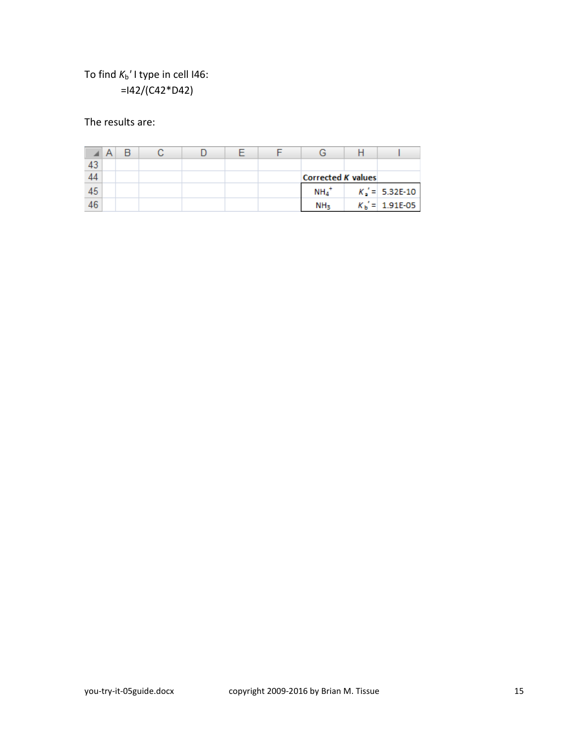To find $K_b{}'$ I type in cell I46:

```
=I42/(C42*D42)
```

The results are:

| | A | B | C | D | E | F | G | H | I |
|---|---|---|---|---|---|---|---|---|---|
| 43 | | | | | | | | | |
| 44 | | | | | | | **Corrected *K* values** | | |
| 45 | | | | | | | $NH_4^+$ | $K_a{}'$ = | 5.32E-10 |
| 46 | | | | | | | $NH_3$ | $K_b{}'$ = | 1.91E-05 |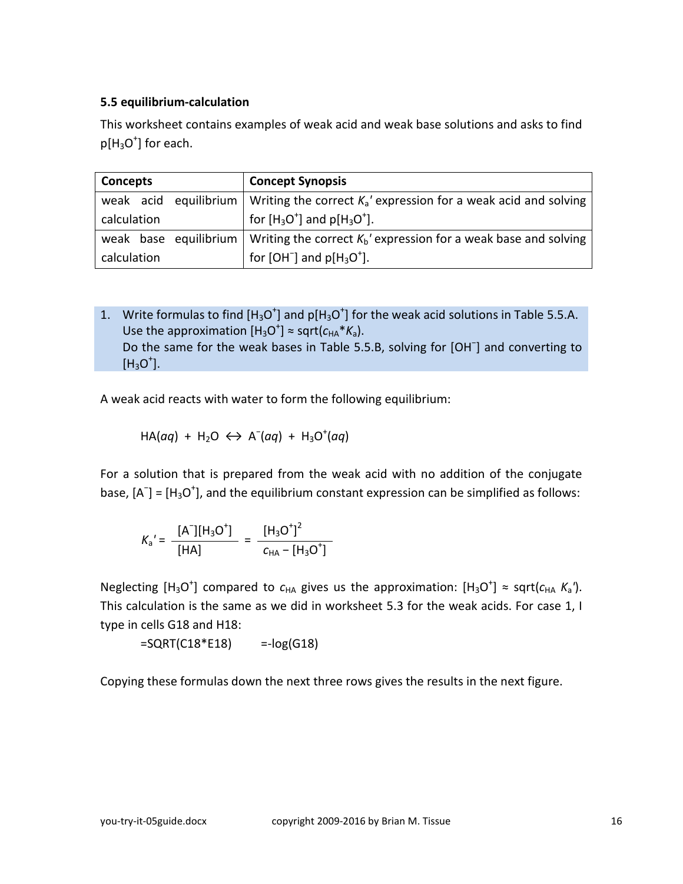### 5.5 equilibrium-calculation

This worksheet contains examples of weak acid and weak base solutions and asks to find $p[H_3O^+]$ for each.

| Concepts | Concept Synopsis |
| --- | --- |
| weak acid equilibrium calculation | Writing the correct $K_a'$ expression for a weak acid and solving for $[H_3O^+]$ and $p[H_3O^+]$. |
| weak base equilibrium calculation | Writing the correct $K_b'$ expression for a weak base and solving for $[OH^-]$ and $p[H_3O^+]$. |

1. Write formulas to find $[H_3O^+]$ and $p[H_3O^+]$ for the weak acid solutions in Table 5.5.A. Use the approximation $[H_3O^+] \approx \text{sqrt}(c_{HA}*K_a)$.
   Do the same for the weak bases in Table 5.5.B, solving for $[OH^-]$ and converting to $[H_3O^+]$.

A weak acid reacts with water to form the following equilibrium:

$$HA(aq) + H_2O \leftrightarrow A^-(aq) + H_3O^+(aq)$$

For a solution that is prepared from the weak acid with no addition of the conjugate base, $[A^-] = [H_3O^+]$, and the equilibrium constant expression can be simplified as follows:

$$K_a' = \frac{[A^-][H_3O^+]}{[HA]} = \frac{[H_3O^+]^2}{c_{HA} - [H_3O^+]}$$

Neglecting $[H_3O^+]$ compared to $c_{HA}$ gives us the approximation: $[H_3O^+] \approx \text{sqrt}(c_{HA}\ K_a')$. This calculation is the same as we did in worksheet 5.3 for the weak acids. For case 1, I type in cells G18 and H18:

```
=SQRT(C18*E18)        =-log(G18)
```

Copying these formulas down the next three rows gives the results in the next figure.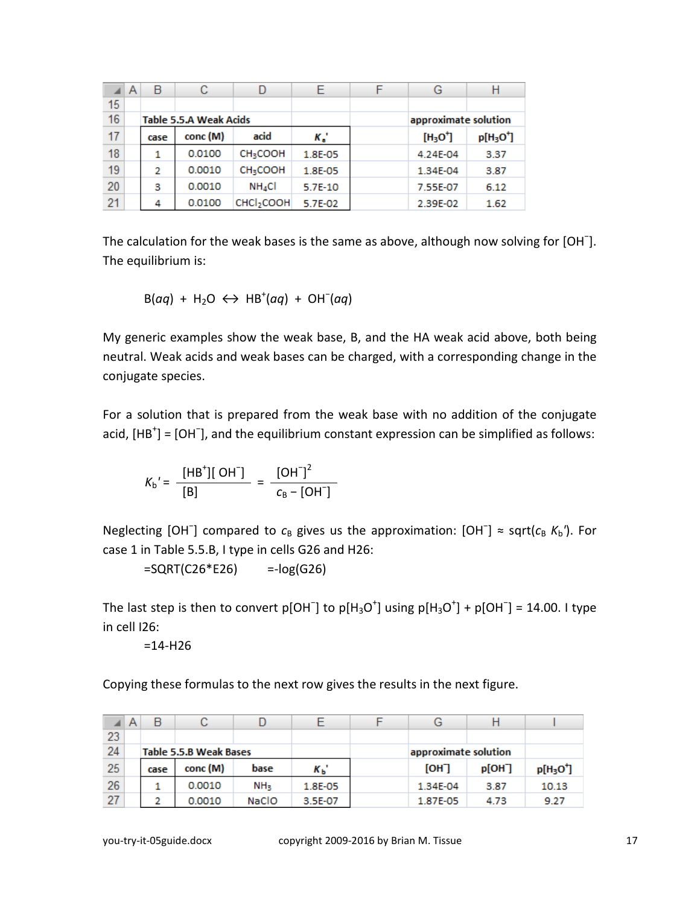| case | conc (M) | acid | $K_a'$ | | $[H_3O^+]$ | $p[H_3O^+]$ |
|---|---|---|---|---|---|---|
| **Table 5.5.A Weak Acids** | | | | | approximate solution | |
| 1 | 0.0100 | $CH_3COOH$ | 1.8E-05 | | 4.24E-04 | 3.37 |
| 2 | 0.0010 | $CH_3COOH$ | 1.8E-05 | | 1.34E-04 | 3.87 |
| 3 | 0.0010 | $NH_4Cl$ | 5.7E-10 | | 7.55E-07 | 6.12 |
| 4 | 0.0100 | $CHCl_2COOH$ | 5.7E-02 | | 2.39E-02 | 1.62 |

The calculation for the weak bases is the same as above, although now solving for $[OH^-]$. The equilibrium is:

$$B(aq) + H_2O \leftrightarrow HB^+(aq) + OH^-(aq)$$

My generic examples show the weak base, B, and the HA weak acid above, both being neutral. Weak acids and weak bases can be charged, with a corresponding change in the conjugate species.

For a solution that is prepared from the weak base with no addition of the conjugate acid, $[HB^+] = [OH^-]$, and the equilibrium constant expression can be simplified as follows:

$$K_b' = \frac{[HB^+][OH^-]}{[B]} = \frac{[OH^-]^2}{c_B - [OH^-]}$$

Neglecting $[OH^-]$ compared to $c_B$ gives us the approximation: $[OH^-] \approx \text{sqrt}(c_B K_b')$. For case 1 in Table 5.5.B, I type in cells G26 and H26:

```
=SQRT(C26*E26)     =-log(G26)
```

The last step is then to convert $p[OH^-]$ to $p[H_3O^+]$ using $p[H_3O^+] + p[OH^-] = 14.00$. I type in cell I26:

```
=14-H26
```

Copying these formulas to the next row gives the results in the next figure.

| case | conc (M) | base | $K_b'$ | | $[OH^-]$ | $p[OH^-]$ | $p[H_3O^+]$ |
|---|---|---|---|---|---|---|---|
| **Table 5.5.B Weak Bases** | | | | | approximate solution | | |
| 1 | 0.0010 | $NH_3$ | 1.8E-05 | | 1.34E-04 | 3.87 | 10.13 |
| 2 | 0.0010 | NaClO | 3.5E-07 | | 1.87E-05 | 4.73 | 9.27 |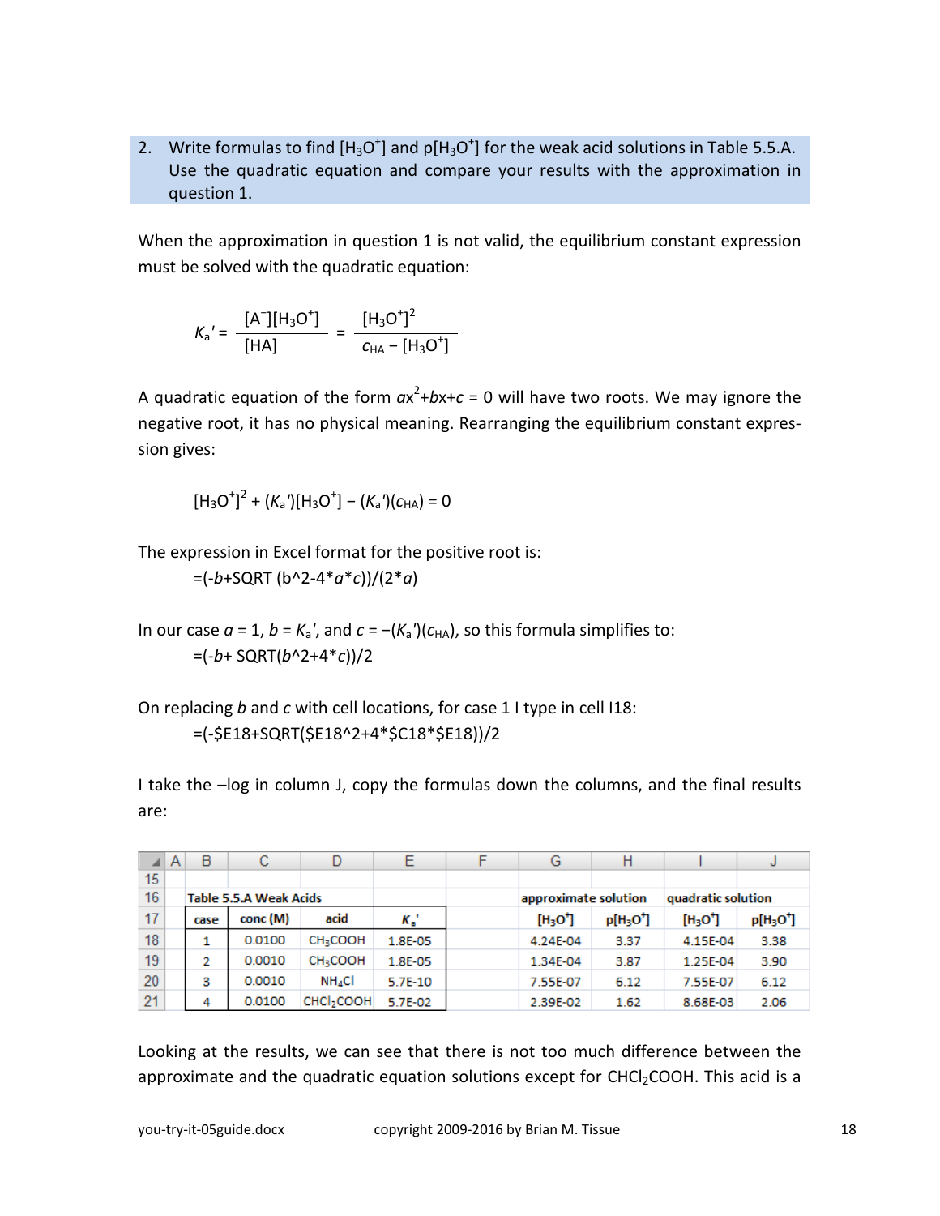2. Write formulas to find $[H_3O^+]$ and $p[H_3O^+]$ for the weak acid solutions in Table 5.5.A. Use the quadratic equation and compare your results with the approximation in question 1.

When the approximation in question 1 is not valid, the equilibrium constant expression must be solved with the quadratic equation:

$$K_a' = \frac{[A^-][H_3O^+]}{[HA]} = \frac{[H_3O^+]^2}{c_{HA} - [H_3O^+]}$$

A quadratic equation of the form $ax^2+bx+c = 0$ will have two roots. We may ignore the negative root, it has no physical meaning. Rearranging the equilibrium constant expression gives:

$$[H_3O^+]^2 + (K_a')[H_3O^+] - (K_a')(c_{HA}) = 0$$

The expression in Excel format for the positive root is:

=(-*b*+SQRT (b^2-4*\*a\*c*))/(2*\*a*)

In our case $a = 1$, $b = K_a'$, and $c = -(K_a')(c_{HA})$, so this formula simplifies to:

=(-*b*+ SQRT(*b*^2+4\**c*))/2

On replacing *b* and *c* with cell locations, for case 1 I type in cell I18:

```
=(-$E18+SQRT($E18^2+4*$C18*$E18))/2
```

I take the –log in column J, copy the formulas down the columns, and the final results are:

| | A | B | C | D | E | F | G | H | I | J |
|---|---|---|---|---|---|---|---|---|---|---|
| 15 | | | | | | | | | | |
| 16 | | **Table 5.5.A Weak Acids** | | | | | **approximate solution** | | **quadratic solution** | |
| 17 | | **case** | **conc (M)** | **acid** | $K_a'$ | | $[H_3O^+]$ | $p[H_3O^+]$ | $[H_3O^+]$ | $p[H_3O^+]$ |
| 18 | | 1 | 0.0100 | $CH_3COOH$ | 1.8E-05 | | 4.24E-04 | 3.37 | 4.15E-04 | 3.38 |
| 19 | | 2 | 0.0010 | $CH_3COOH$ | 1.8E-05 | | 1.34E-04 | 3.87 | 1.25E-04 | 3.90 |
| 20 | | 3 | 0.0010 | $NH_4Cl$ | 5.7E-10 | | 7.55E-07 | 6.12 | 7.55E-07 | 6.12 |
| 21 | | 4 | 0.0100 | $CHCl_2COOH$ | 5.7E-02 | | 2.39E-02 | 1.62 | 8.68E-03 | 2.06 |

Looking at the results, we can see that there is not too much difference between the approximate and the quadratic equation solutions except for $CHCl_2COOH$. This acid is a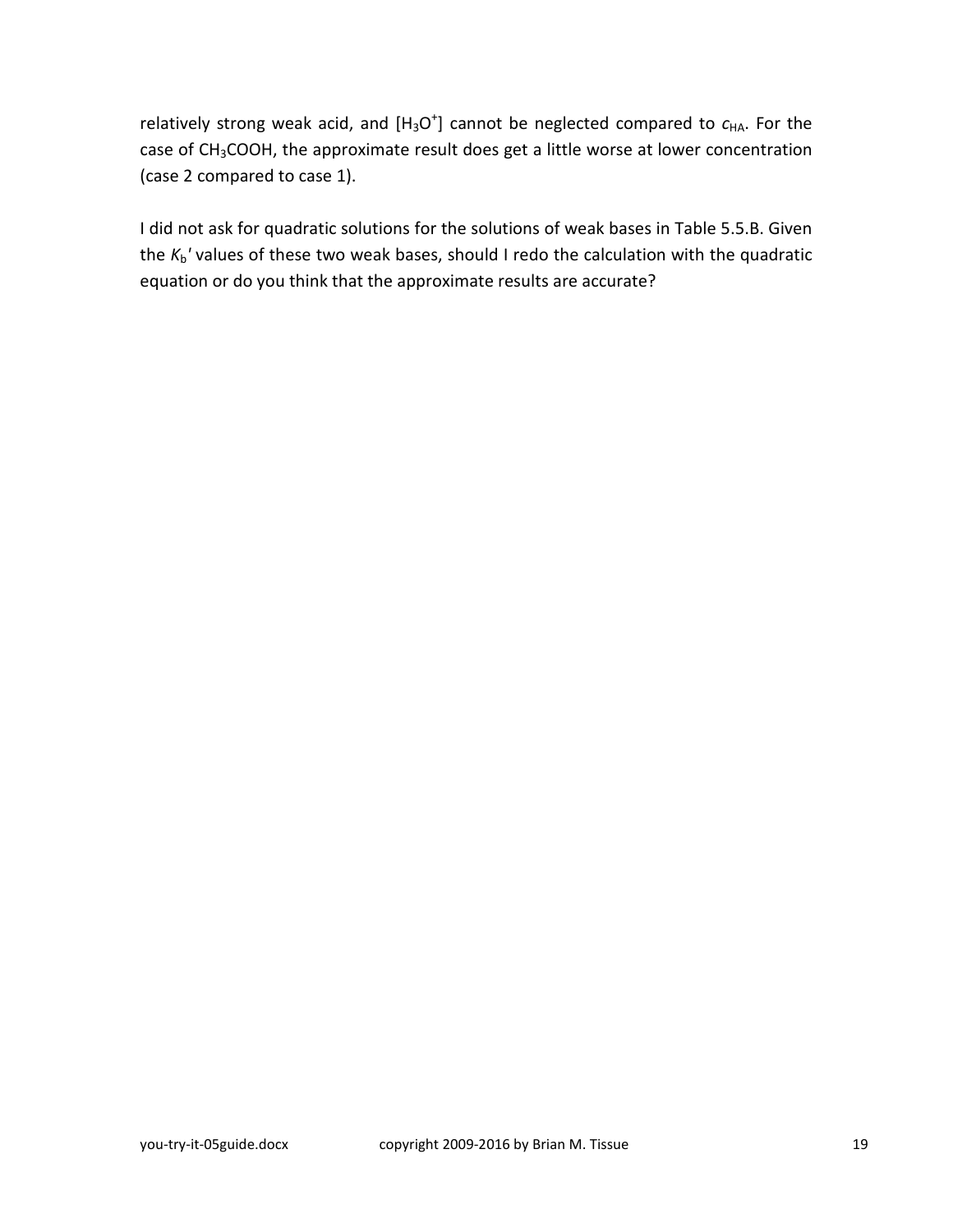relatively strong weak acid, and $[H_3O^+]$ cannot be neglected compared to $c_{HA}$. For the case of $CH_3COOH$, the approximate result does get a little worse at lower concentration (case 2 compared to case 1).

I did not ask for quadratic solutions for the solutions of weak bases in Table 5.5.B. Given the $K_b'$ values of these two weak bases, should I redo the calculation with the quadratic equation or do you think that the approximate results are accurate?